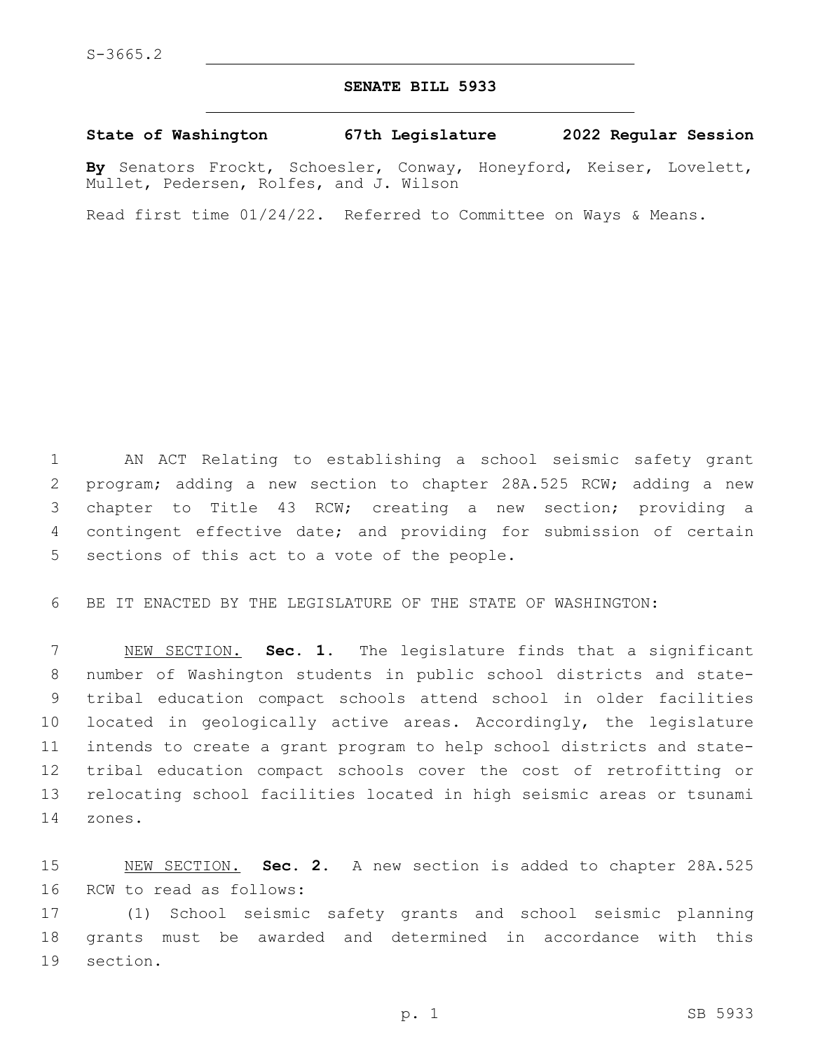S-3665.2

# SENATE BILL 5933

**State of Washington 67th Legislature 2022 Regular Session**

**By** Senators Frockt, Schoesler, Conway, Honeyford, Keiser, Lovelett, Mullet, Pedersen, Rolfes, and J. Wilson

Read first time 01/24/22. Referred to Committee on Ways & Means.

AN ACT Relating to establishing a school seismic safety grant program; adding a new section to chapter 28A.525 RCW; adding a new chapter to Title 43 RCW; creating a new section; providing a contingent effective date; and providing for submission of certain sections of this act to a vote of the people.

BE IT ENACTED BY THE LEGISLATURE OF THE STATE OF WASHINGTON:

NEW SECTION. **Sec. 1.** The legislature finds that a significant number of Washington students in public school districts and state-tribal education compact schools attend school in older facilities located in geologically active areas. Accordingly, the legislature intends to create a grant program to help school districts and state-tribal education compact schools cover the cost of retrofitting or relocating school facilities located in high seismic areas or tsunami zones.

NEW SECTION. **Sec. 2.** A new section is added to chapter 28A.525 RCW to read as follows:

(1) School seismic safety grants and school seismic planning grants must be awarded and determined in accordance with this section.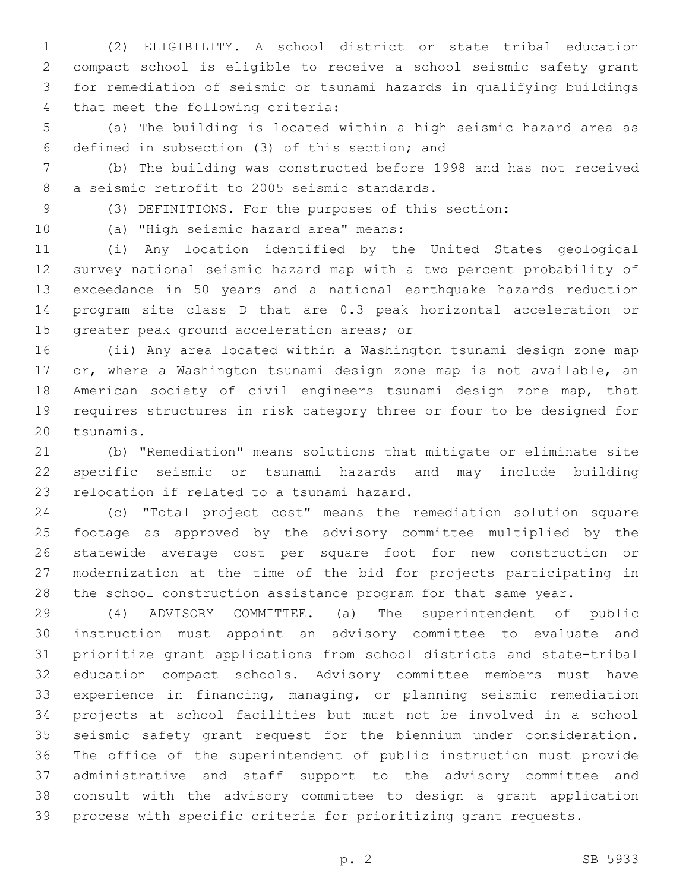(2) ELIGIBILITY. A school district or state tribal education compact school is eligible to receive a school seismic safety grant for remediation of seismic or tsunami hazards in qualifying buildings that meet the following criteria:

(a) The building is located within a high seismic hazard area as defined in subsection (3) of this section; and

(b) The building was constructed before 1998 and has not received a seismic retrofit to 2005 seismic standards.

(3) DEFINITIONS. For the purposes of this section:

(a) "High seismic hazard area" means:

(i) Any location identified by the United States geological survey national seismic hazard map with a two percent probability of exceedance in 50 years and a national earthquake hazards reduction program site class D that are 0.3 peak horizontal acceleration or greater peak ground acceleration areas; or

(ii) Any area located within a Washington tsunami design zone map or, where a Washington tsunami design zone map is not available, an American society of civil engineers tsunami design zone map, that requires structures in risk category three or four to be designed for tsunamis.

(b) "Remediation" means solutions that mitigate or eliminate site specific seismic or tsunami hazards and may include building relocation if related to a tsunami hazard.

(c) "Total project cost" means the remediation solution square footage as approved by the advisory committee multiplied by the statewide average cost per square foot for new construction or modernization at the time of the bid for projects participating in the school construction assistance program for that same year.

(4) ADVISORY COMMITTEE. (a) The superintendent of public instruction must appoint an advisory committee to evaluate and prioritize grant applications from school districts and state-tribal education compact schools. Advisory committee members must have experience in financing, managing, or planning seismic remediation projects at school facilities but must not be involved in a school seismic safety grant request for the biennium under consideration. The office of the superintendent of public instruction must provide administrative and staff support to the advisory committee and consult with the advisory committee to design a grant application process with specific criteria for prioritizing grant requests.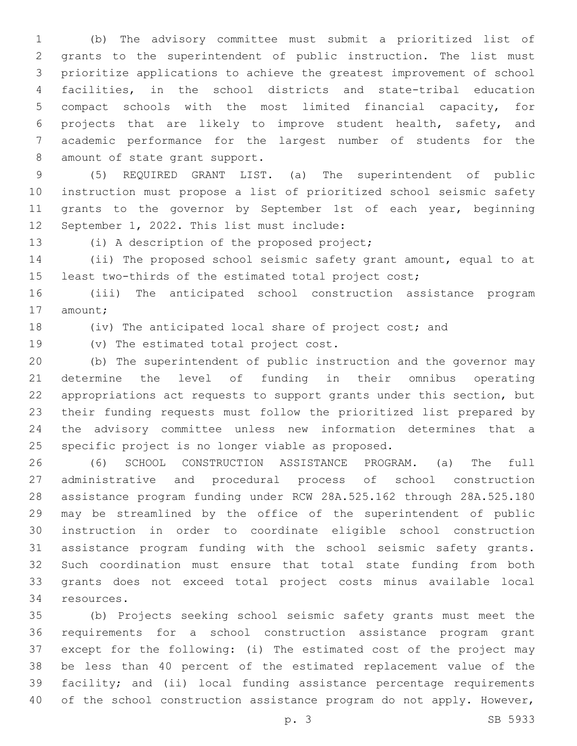(b) The advisory committee must submit a prioritized list of grants to the superintendent of public instruction. The list must prioritize applications to achieve the greatest improvement of school facilities, in the school districts and state-tribal education compact schools with the most limited financial capacity, for projects that are likely to improve student health, safety, and academic performance for the largest number of students for the amount of state grant support.

(5) REQUIRED GRANT LIST. (a) The superintendent of public instruction must propose a list of prioritized school seismic safety grants to the governor by September 1st of each year, beginning September 1, 2022. This list must include:

(i) A description of the proposed project;

(ii) The proposed school seismic safety grant amount, equal to at least two-thirds of the estimated total project cost;

(iii) The anticipated school construction assistance program amount;

(iv) The anticipated local share of project cost; and

(v) The estimated total project cost.

(b) The superintendent of public instruction and the governor may determine the level of funding in their omnibus operating appropriations act requests to support grants under this section, but their funding requests must follow the prioritized list prepared by the advisory committee unless new information determines that a specific project is no longer viable as proposed.

(6) SCHOOL CONSTRUCTION ASSISTANCE PROGRAM. (a) The full administrative and procedural process of school construction assistance program funding under RCW 28A.525.162 through 28A.525.180 may be streamlined by the office of the superintendent of public instruction in order to coordinate eligible school construction assistance program funding with the school seismic safety grants. Such coordination must ensure that total state funding from both grants does not exceed total project costs minus available local resources.

(b) Projects seeking school seismic safety grants must meet the requirements for a school construction assistance program grant except for the following: (i) The estimated cost of the project may be less than 40 percent of the estimated replacement value of the facility; and (ii) local funding assistance percentage requirements of the school construction assistance program do not apply. However,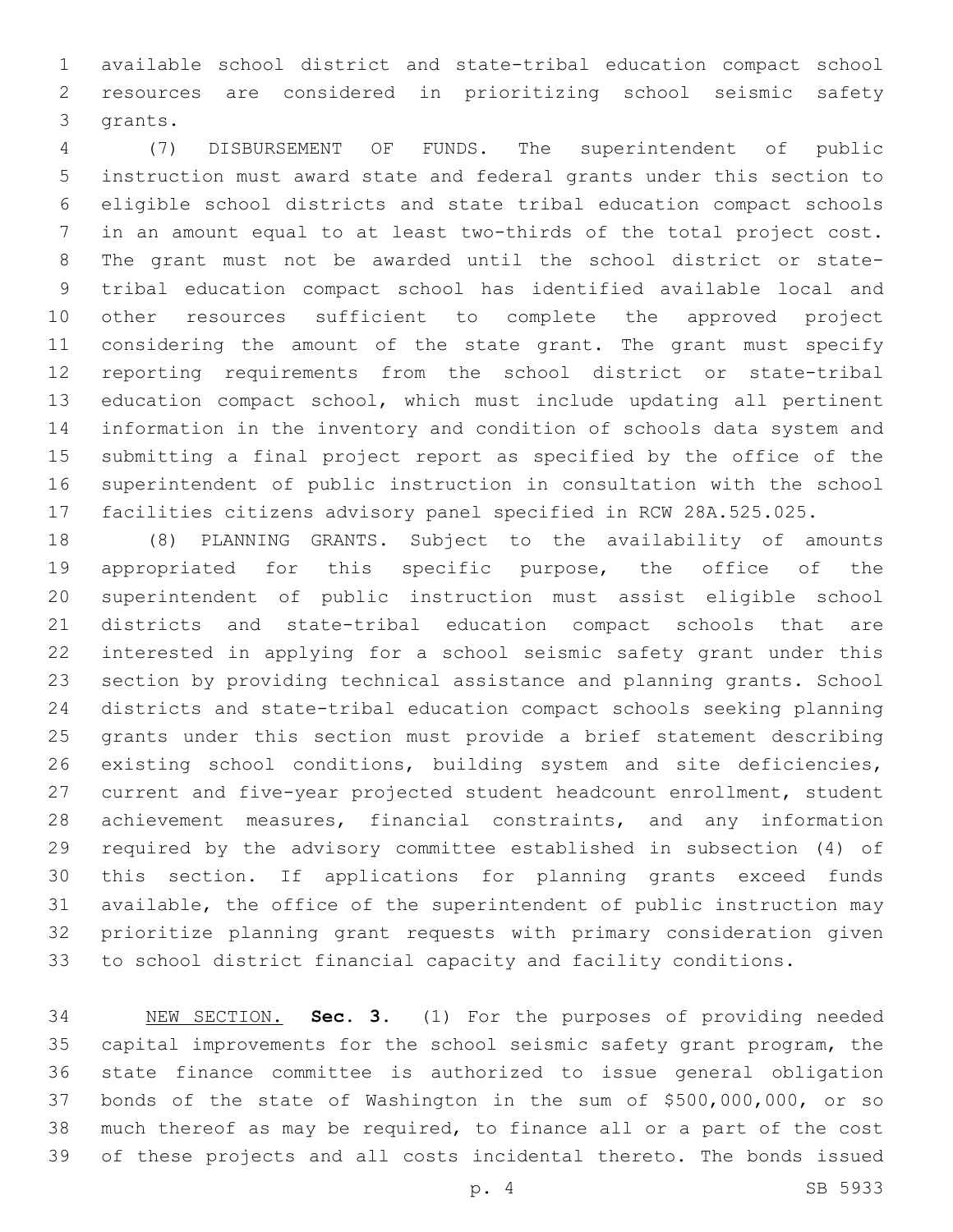available school district and state-tribal education compact school resources are considered in prioritizing school seismic safety grants.

(7) DISBURSEMENT OF FUNDS. The superintendent of public instruction must award state and federal grants under this section to eligible school districts and state tribal education compact schools in an amount equal to at least two-thirds of the total project cost. The grant must not be awarded until the school district or state-tribal education compact school has identified available local and other resources sufficient to complete the approved project considering the amount of the state grant. The grant must specify reporting requirements from the school district or state-tribal education compact school, which must include updating all pertinent information in the inventory and condition of schools data system and submitting a final project report as specified by the office of the superintendent of public instruction in consultation with the school facilities citizens advisory panel specified in RCW 28A.525.025.

(8) PLANNING GRANTS. Subject to the availability of amounts appropriated for this specific purpose, the office of the superintendent of public instruction must assist eligible school districts and state-tribal education compact schools that are interested in applying for a school seismic safety grant under this section by providing technical assistance and planning grants. School districts and state-tribal education compact schools seeking planning grants under this section must provide a brief statement describing existing school conditions, building system and site deficiencies, current and five-year projected student headcount enrollment, student achievement measures, financial constraints, and any information required by the advisory committee established in subsection (4) of this section. If applications for planning grants exceed funds available, the office of the superintendent of public instruction may prioritize planning grant requests with primary consideration given to school district financial capacity and facility conditions.

NEW SECTION. **Sec. 3.** (1) For the purposes of providing needed capital improvements for the school seismic safety grant program, the state finance committee is authorized to issue general obligation bonds of the state of Washington in the sum of $500,000,000, or so much thereof as may be required, to finance all or a part of the cost of these projects and all costs incidental thereto. The bonds issued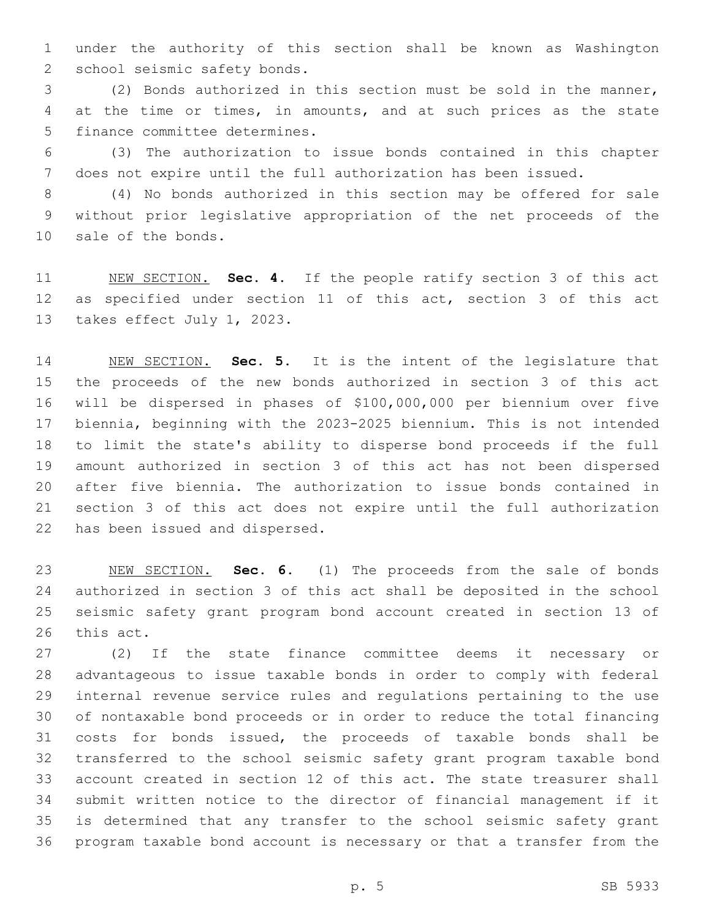under the authority of this section shall be known as Washington school seismic safety bonds.

(2) Bonds authorized in this section must be sold in the manner, at the time or times, in amounts, and at such prices as the state finance committee determines.

(3) The authorization to issue bonds contained in this chapter does not expire until the full authorization has been issued.

(4) No bonds authorized in this section may be offered for sale without prior legislative appropriation of the net proceeds of the sale of the bonds.

NEW SECTION. **Sec. 4.** If the people ratify section 3 of this act as specified under section 11 of this act, section 3 of this act takes effect July 1, 2023.

NEW SECTION. **Sec. 5.** It is the intent of the legislature that the proceeds of the new bonds authorized in section 3 of this act will be dispersed in phases of $100,000,000 per biennium over five biennia, beginning with the 2023-2025 biennium. This is not intended to limit the state's ability to disperse bond proceeds if the full amount authorized in section 3 of this act has not been dispersed after five biennia. The authorization to issue bonds contained in section 3 of this act does not expire until the full authorization has been issued and dispersed.

NEW SECTION. **Sec. 6.** (1) The proceeds from the sale of bonds authorized in section 3 of this act shall be deposited in the school seismic safety grant program bond account created in section 13 of this act.

(2) If the state finance committee deems it necessary or advantageous to issue taxable bonds in order to comply with federal internal revenue service rules and regulations pertaining to the use of nontaxable bond proceeds or in order to reduce the total financing costs for bonds issued, the proceeds of taxable bonds shall be transferred to the school seismic safety grant program taxable bond account created in section 12 of this act. The state treasurer shall submit written notice to the director of financial management if it is determined that any transfer to the school seismic safety grant program taxable bond account is necessary or that a transfer from the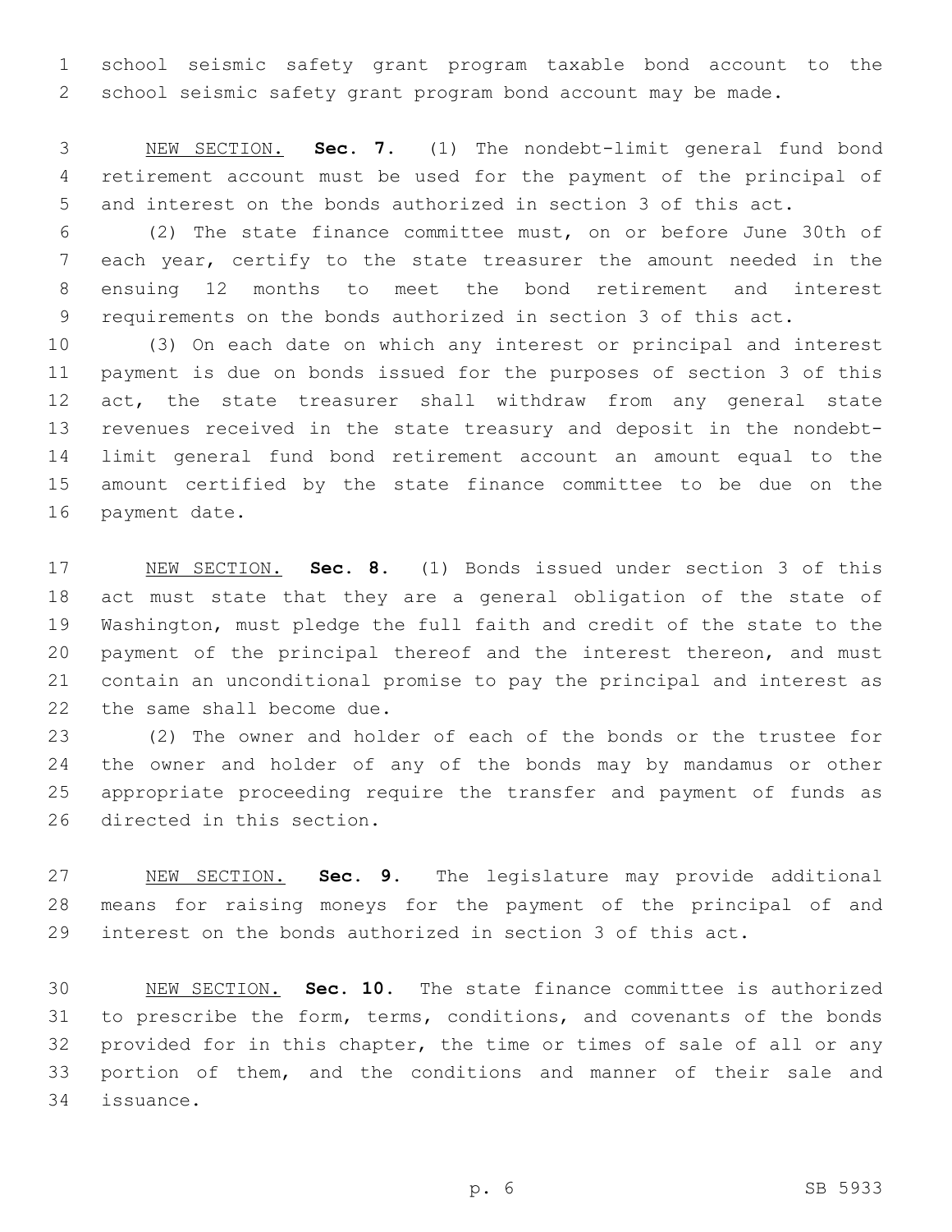school seismic safety grant program taxable bond account to the school seismic safety grant program bond account may be made.

NEW SECTION. **Sec. 7.** (1) The nondebt-limit general fund bond retirement account must be used for the payment of the principal of and interest on the bonds authorized in section 3 of this act.

(2) The state finance committee must, on or before June 30th of each year, certify to the state treasurer the amount needed in the ensuing 12 months to meet the bond retirement and interest requirements on the bonds authorized in section 3 of this act.

(3) On each date on which any interest or principal and interest payment is due on bonds issued for the purposes of section 3 of this act, the state treasurer shall withdraw from any general state revenues received in the state treasury and deposit in the nondebt-limit general fund bond retirement account an amount equal to the amount certified by the state finance committee to be due on the payment date.

NEW SECTION. **Sec. 8.** (1) Bonds issued under section 3 of this act must state that they are a general obligation of the state of Washington, must pledge the full faith and credit of the state to the payment of the principal thereof and the interest thereon, and must contain an unconditional promise to pay the principal and interest as the same shall become due.

(2) The owner and holder of each of the bonds or the trustee for the owner and holder of any of the bonds may by mandamus or other appropriate proceeding require the transfer and payment of funds as directed in this section.

NEW SECTION. **Sec. 9.** The legislature may provide additional means for raising moneys for the payment of the principal of and interest on the bonds authorized in section 3 of this act.

NEW SECTION. **Sec. 10.** The state finance committee is authorized to prescribe the form, terms, conditions, and covenants of the bonds provided for in this chapter, the time or times of sale of all or any portion of them, and the conditions and manner of their sale and issuance.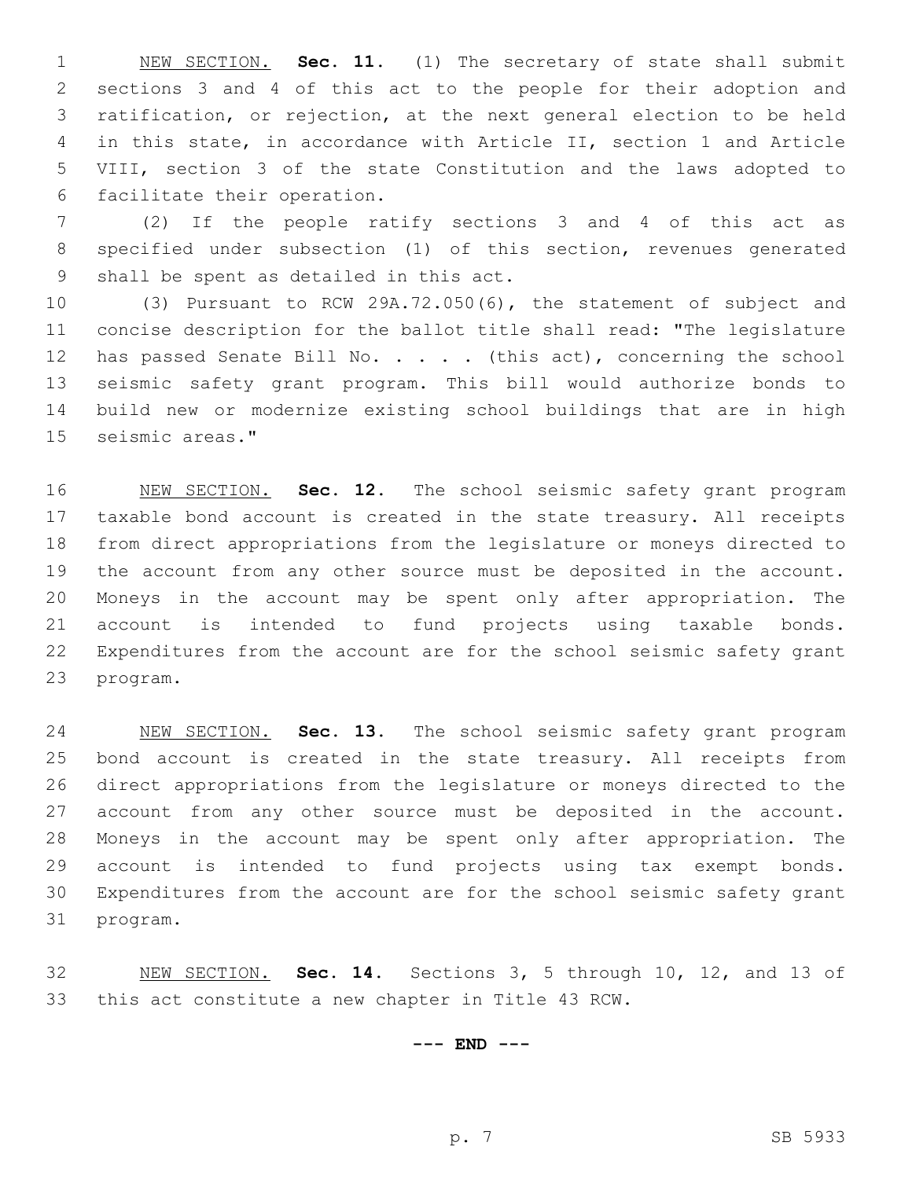NEW SECTION. **Sec. 11.** (1) The secretary of state shall submit sections 3 and 4 of this act to the people for their adoption and ratification, or rejection, at the next general election to be held in this state, in accordance with Article II, section 1 and Article VIII, section 3 of the state Constitution and the laws adopted to facilitate their operation.

(2) If the people ratify sections 3 and 4 of this act as specified under subsection (1) of this section, revenues generated shall be spent as detailed in this act.

(3) Pursuant to RCW 29A.72.050(6), the statement of subject and concise description for the ballot title shall read: "The legislature has passed Senate Bill No. . . . . (this act), concerning the school seismic safety grant program. This bill would authorize bonds to build new or modernize existing school buildings that are in high seismic areas."

NEW SECTION. **Sec. 12.** The school seismic safety grant program taxable bond account is created in the state treasury. All receipts from direct appropriations from the legislature or moneys directed to the account from any other source must be deposited in the account. Moneys in the account may be spent only after appropriation. The account is intended to fund projects using taxable bonds. Expenditures from the account are for the school seismic safety grant program.

NEW SECTION. **Sec. 13.** The school seismic safety grant program bond account is created in the state treasury. All receipts from direct appropriations from the legislature or moneys directed to the account from any other source must be deposited in the account. Moneys in the account may be spent only after appropriation. The account is intended to fund projects using tax exempt bonds. Expenditures from the account are for the school seismic safety grant program.

NEW SECTION. **Sec. 14.** Sections 3, 5 through 10, 12, and 13 of this act constitute a new chapter in Title 43 RCW.

**--- END ---**